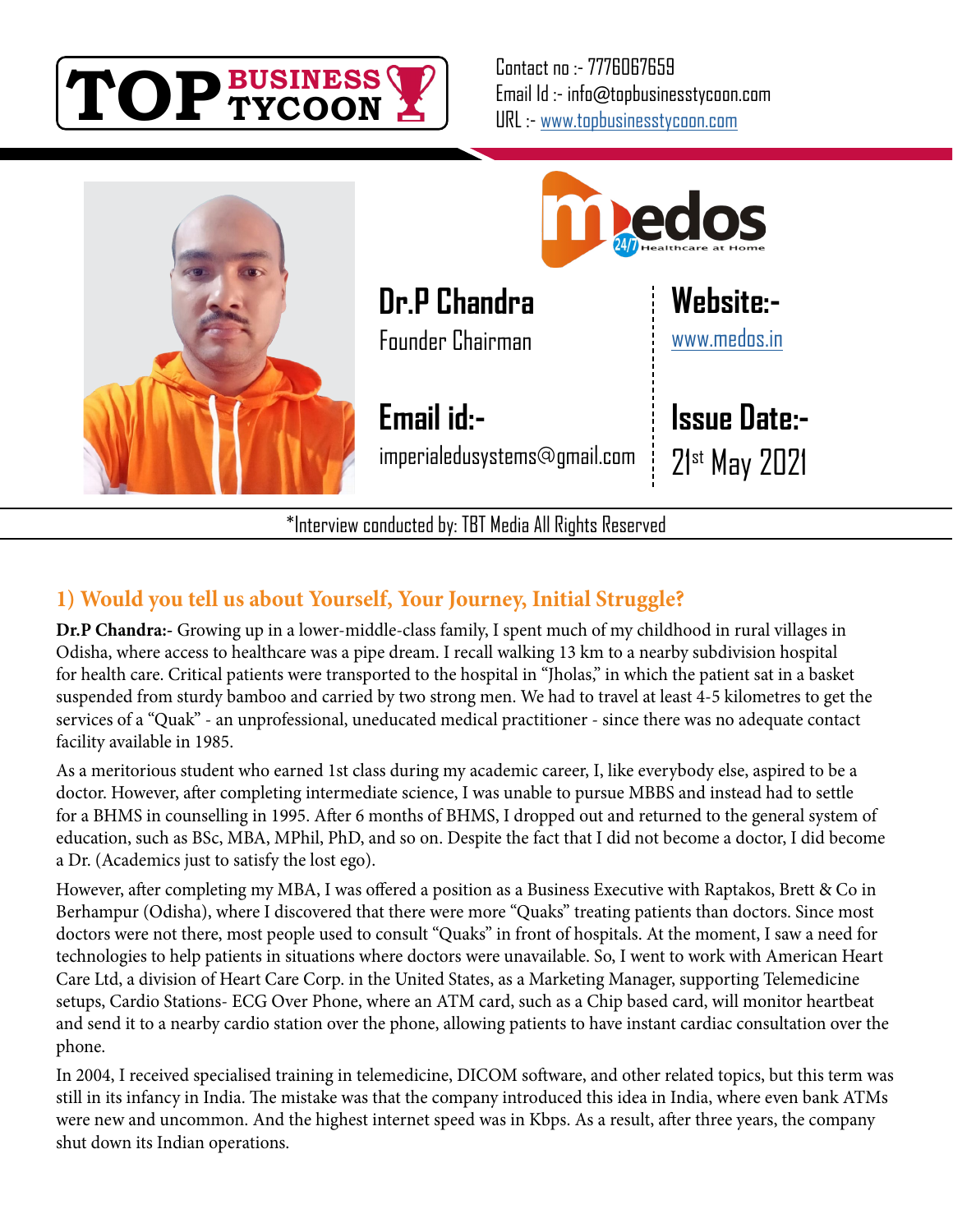TOP BUSINESS TYCOON

Contact no :- 7776067659
Email Id :- info@topbusinesstycoon.com
URL :- www.topbusinesstycoon.com

**Dr.P Chandra**
Founder Chairman

**Website:-**
www.medos.in

**Email id:-**
imperialedusystems@gmail.com

**Issue Date:-**
21st May 2021

*Interview conducted by: TBT Media All Rights Reserved

## 1) Would you tell us about Yourself, Your Journey, Initial Struggle?

**Dr.P Chandra:**- Growing up in a lower-middle-class family, I spent much of my childhood in rural villages in Odisha, where access to healthcare was a pipe dream. I recall walking 13 km to a nearby subdivision hospital for health care. Critical patients were transported to the hospital in "Jholas," in which the patient sat in a basket suspended from sturdy bamboo and carried by two strong men. We had to travel at least 4-5 kilometres to get the services of a "Quak" - an unprofessional, uneducated medical practitioner - since there was no adequate contact facility available in 1985.

As a meritorious student who earned 1st class during my academic career, I, like everybody else, aspired to be a doctor. However, after completing intermediate science, I was unable to pursue MBBS and instead had to settle for a BHMS in counselling in 1995. After 6 months of BHMS, I dropped out and returned to the general system of education, such as BSc, MBA, MPhil, PhD, and so on. Despite the fact that I did not become a doctor, I did become a Dr. (Academics just to satisfy the lost ego).

However, after completing my MBA, I was offered a position as a Business Executive with Raptakos, Brett & Co in Berhampur (Odisha), where I discovered that there were more "Quaks" treating patients than doctors. Since most doctors were not there, most people used to consult "Quaks" in front of hospitals. At the moment, I saw a need for technologies to help patients in situations where doctors were unavailable. So, I went to work with American Heart Care Ltd, a division of Heart Care Corp. in the United States, as a Marketing Manager, supporting Telemedicine setups, Cardio Stations- ECG Over Phone, where an ATM card, such as a Chip based card, will monitor heartbeat and send it to a nearby cardio station over the phone, allowing patients to have instant cardiac consultation over the phone.

In 2004, I received specialised training in telemedicine, DICOM software, and other related topics, but this term was still in its infancy in India. The mistake was that the company introduced this idea in India, where even bank ATMs were new and uncommon. And the highest internet speed was in Kbps. As a result, after three years, the company shut down its Indian operations.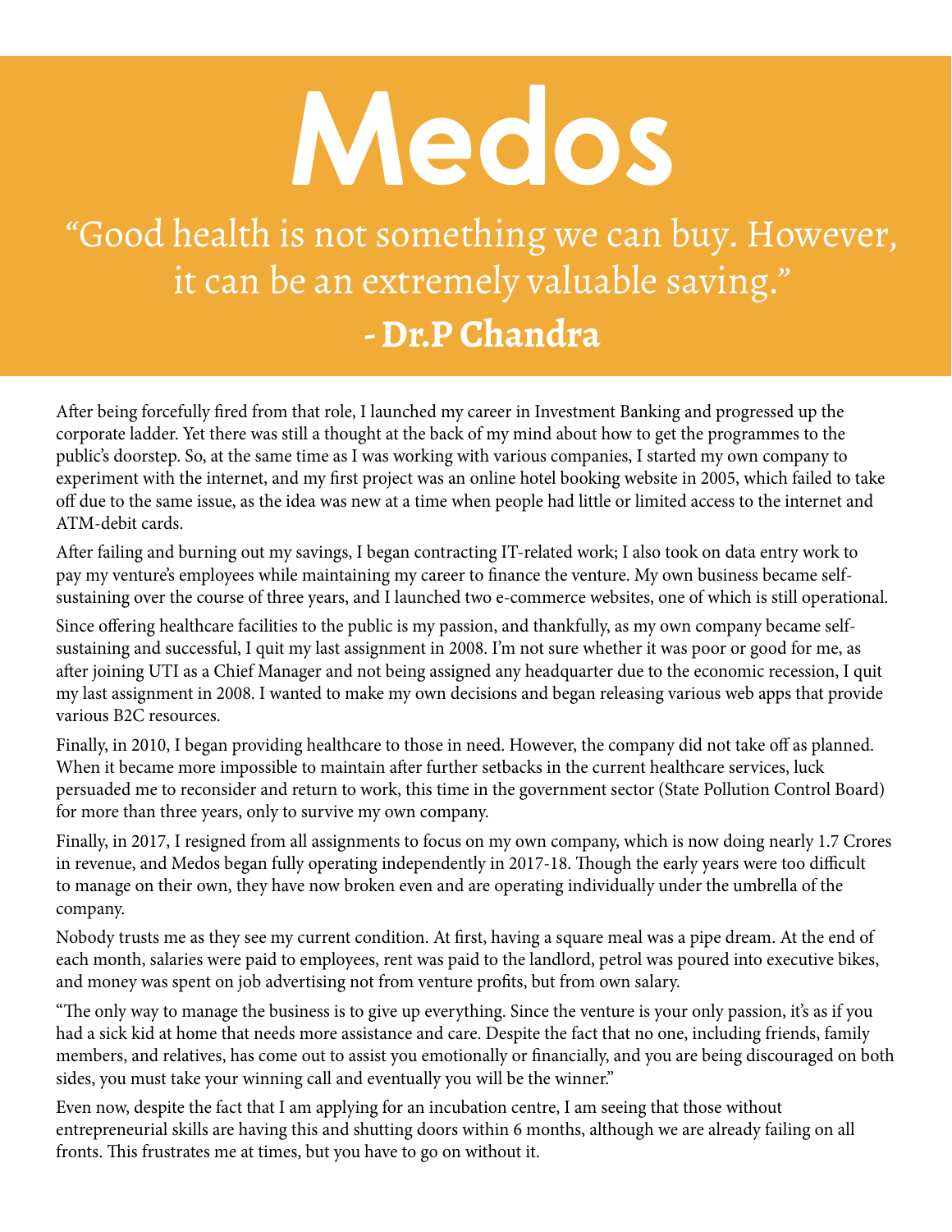# Medos

> "Good health is not something we can buy. However, it can be an extremely valuable saving."
>
> **- Dr.P Chandra**

After being forcefully fired from that role, I launched my career in Investment Banking and progressed up the corporate ladder. Yet there was still a thought at the back of my mind about how to get the programmes to the public's doorstep. So, at the same time as I was working with various companies, I started my own company to experiment with the internet, and my first project was an online hotel booking website in 2005, which failed to take off due to the same issue, as the idea was new at a time when people had little or limited access to the internet and ATM-debit cards.

After failing and burning out my savings, I began contracting IT-related work; I also took on data entry work to pay my venture's employees while maintaining my career to finance the venture. My own business became self-sustaining over the course of three years, and I launched two e-commerce websites, one of which is still operational.

Since offering healthcare facilities to the public is my passion, and thankfully, as my own company became self-sustaining and successful, I quit my last assignment in 2008. I'm not sure whether it was poor or good for me, as after joining UTI as a Chief Manager and not being assigned any headquarter due to the economic recession, I quit my last assignment in 2008. I wanted to make my own decisions and began releasing various web apps that provide various B2C resources.

Finally, in 2010, I began providing healthcare to those in need. However, the company did not take off as planned. When it became more impossible to maintain after further setbacks in the current healthcare services, luck persuaded me to reconsider and return to work, this time in the government sector (State Pollution Control Board) for more than three years, only to survive my own company.

Finally, in 2017, I resigned from all assignments to focus on my own company, which is now doing nearly 1.7 Crores in revenue, and Medos began fully operating independently in 2017-18. Though the early years were too difficult to manage on their own, they have now broken even and are operating individually under the umbrella of the company.

Nobody trusts me as they see my current condition. At first, having a square meal was a pipe dream. At the end of each month, salaries were paid to employees, rent was paid to the landlord, petrol was poured into executive bikes, and money was spent on job advertising not from venture profits, but from own salary.

"The only way to manage the business is to give up everything. Since the venture is your only passion, it's as if you had a sick kid at home that needs more assistance and care. Despite the fact that no one, including friends, family members, and relatives, has come out to assist you emotionally or financially, and you are being discouraged on both sides, you must take your winning call and eventually you will be the winner."

Even now, despite the fact that I am applying for an incubation centre, I am seeing that those without entrepreneurial skills are having this and shutting doors within 6 months, although we are already failing on all fronts. This frustrates me at times, but you have to go on without it.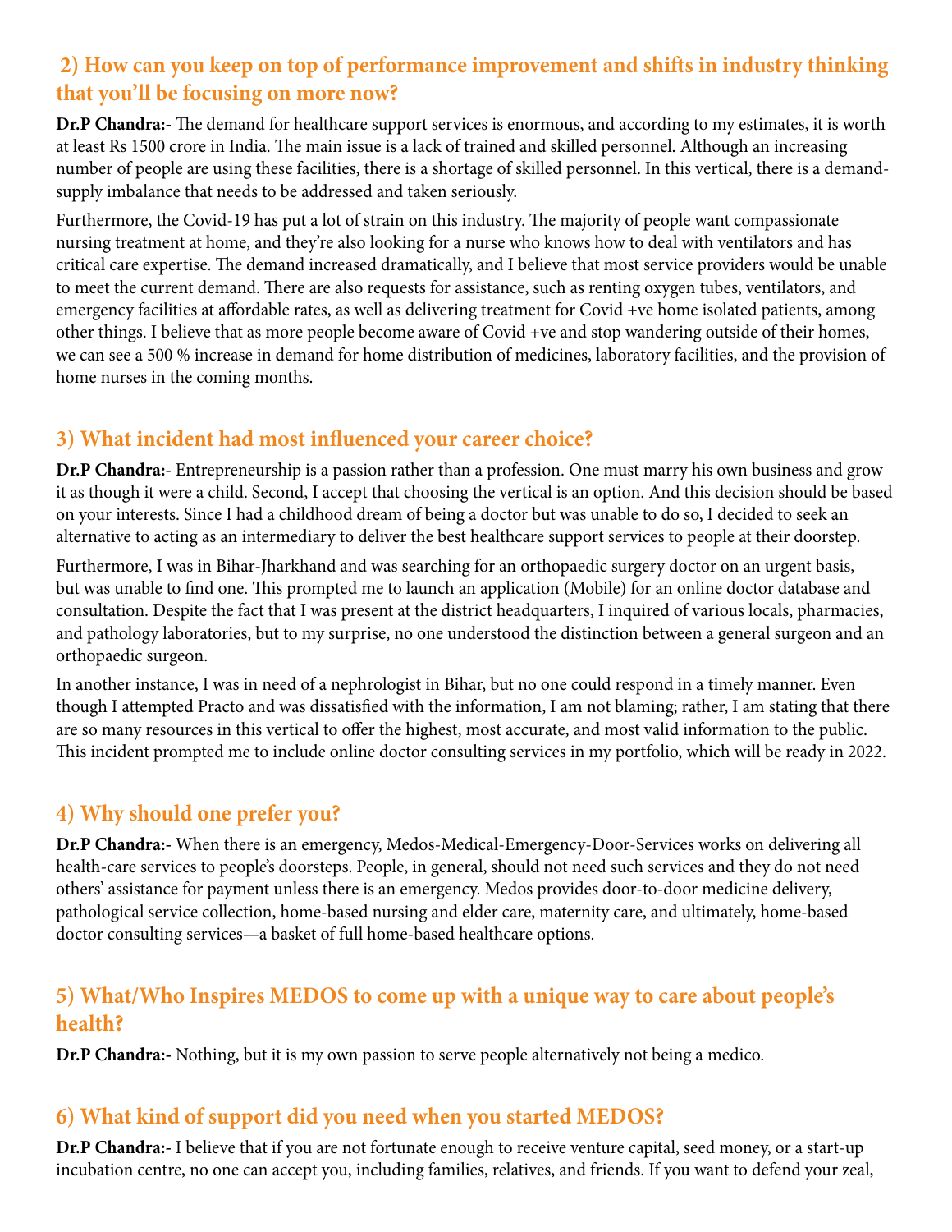## 2) How can you keep on top of performance improvement and shifts in industry thinking that you'll be focusing on more now?

**Dr.P Chandra:-** The demand for healthcare support services is enormous, and according to my estimates, it is worth at least Rs 1500 crore in India. The main issue is a lack of trained and skilled personnel. Although an increasing number of people are using these facilities, there is a shortage of skilled personnel. In this vertical, there is a demand-supply imbalance that needs to be addressed and taken seriously.

Furthermore, the Covid-19 has put a lot of strain on this industry. The majority of people want compassionate nursing treatment at home, and they're also looking for a nurse who knows how to deal with ventilators and has critical care expertise. The demand increased dramatically, and I believe that most service providers would be unable to meet the current demand. There are also requests for assistance, such as renting oxygen tubes, ventilators, and emergency facilities at affordable rates, as well as delivering treatment for Covid +ve home isolated patients, among other things. I believe that as more people become aware of Covid +ve and stop wandering outside of their homes, we can see a 500 % increase in demand for home distribution of medicines, laboratory facilities, and the provision of home nurses in the coming months.

## 3) What incident had most influenced your career choice?

**Dr.P Chandra:-** Entrepreneurship is a passion rather than a profession. One must marry his own business and grow it as though it were a child. Second, I accept that choosing the vertical is an option. And this decision should be based on your interests. Since I had a childhood dream of being a doctor but was unable to do so, I decided to seek an alternative to acting as an intermediary to deliver the best healthcare support services to people at their doorstep.

Furthermore, I was in Bihar-Jharkhand and was searching for an orthopaedic surgery doctor on an urgent basis, but was unable to find one. This prompted me to launch an application (Mobile) for an online doctor database and consultation. Despite the fact that I was present at the district headquarters, I inquired of various locals, pharmacies, and pathology laboratories, but to my surprise, no one understood the distinction between a general surgeon and an orthopaedic surgeon.

In another instance, I was in need of a nephrologist in Bihar, but no one could respond in a timely manner. Even though I attempted Practo and was dissatisfied with the information, I am not blaming; rather, I am stating that there are so many resources in this vertical to offer the highest, most accurate, and most valid information to the public. This incident prompted me to include online doctor consulting services in my portfolio, which will be ready in 2022.

## 4) Why should one prefer you?

**Dr.P Chandra:-** When there is an emergency, Medos-Medical-Emergency-Door-Services works on delivering all health-care services to people's doorsteps. People, in general, should not need such services and they do not need others' assistance for payment unless there is an emergency. Medos provides door-to-door medicine delivery, pathological service collection, home-based nursing and elder care, maternity care, and ultimately, home-based doctor consulting services—a basket of full home-based healthcare options.

## 5) What/Who Inspires MEDOS to come up with a unique way to care about people's health?

**Dr.P Chandra:-** Nothing, but it is my own passion to serve people alternatively not being a medico.

## 6) What kind of support did you need when you started MEDOS?

**Dr.P Chandra:-** I believe that if you are not fortunate enough to receive venture capital, seed money, or a start-up incubation centre, no one can accept you, including families, relatives, and friends. If you want to defend your zeal,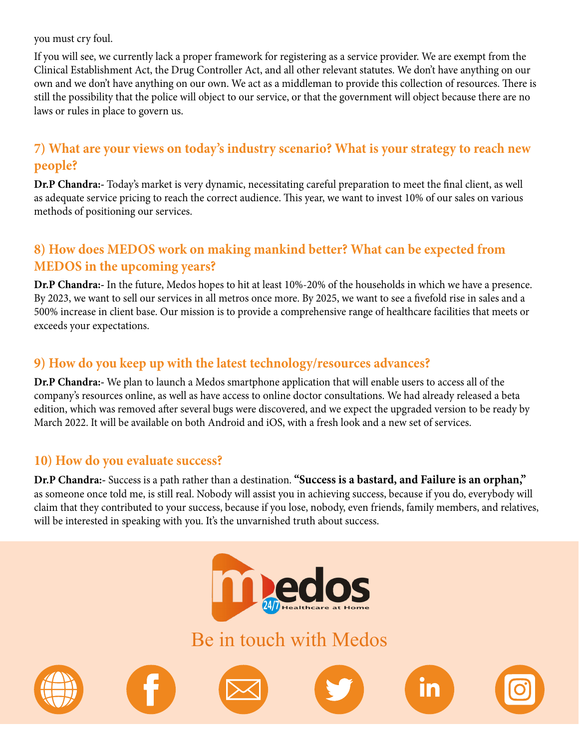you must cry foul.

If you will see, we currently lack a proper framework for registering as a service provider. We are exempt from the Clinical Establishment Act, the Drug Controller Act, and all other relevant statutes. We don't have anything on our own and we don't have anything on our own. We act as a middleman to provide this collection of resources. There is still the possibility that the police will object to our service, or that the government will object because there are no laws or rules in place to govern us.

## 7) What are your views on today's industry scenario? What is your strategy to reach new people?

**Dr.P Chandra:-** Today's market is very dynamic, necessitating careful preparation to meet the final client, as well as adequate service pricing to reach the correct audience. This year, we want to invest 10% of our sales on various methods of positioning our services.

## 8) How does MEDOS work on making mankind better? What can be expected from MEDOS in the upcoming years?

**Dr.P Chandra:-** In the future, Medos hopes to hit at least 10%-20% of the households in which we have a presence. By 2023, we want to sell our services in all metros once more. By 2025, we want to see a fivefold rise in sales and a 500% increase in client base. Our mission is to provide a comprehensive range of healthcare facilities that meets or exceeds your expectations.

## 9) How do you keep up with the latest technology/resources advances?

**Dr.P Chandra:-** We plan to launch a Medos smartphone application that will enable users to access all of the company's resources online, as well as have access to online doctor consultations. We had already released a beta edition, which was removed after several bugs were discovered, and we expect the upgraded version to be ready by March 2022. It will be available on both Android and iOS, with a fresh look and a new set of services.

## 10) How do you evaluate success?

**Dr.P Chandra:-** Success is a path rather than a destination. **"Success is a bastard, and Failure is an orphan,"** as someone once told me, is still real. Nobody will assist you in achieving success, because if you do, everybody will claim that they contributed to your success, because if you lose, nobody, even friends, family members, and relatives, will be interested in speaking with you. It's the unvarnished truth about success.

medos 24/7 Healthcare at Home

Be in touch with Medos